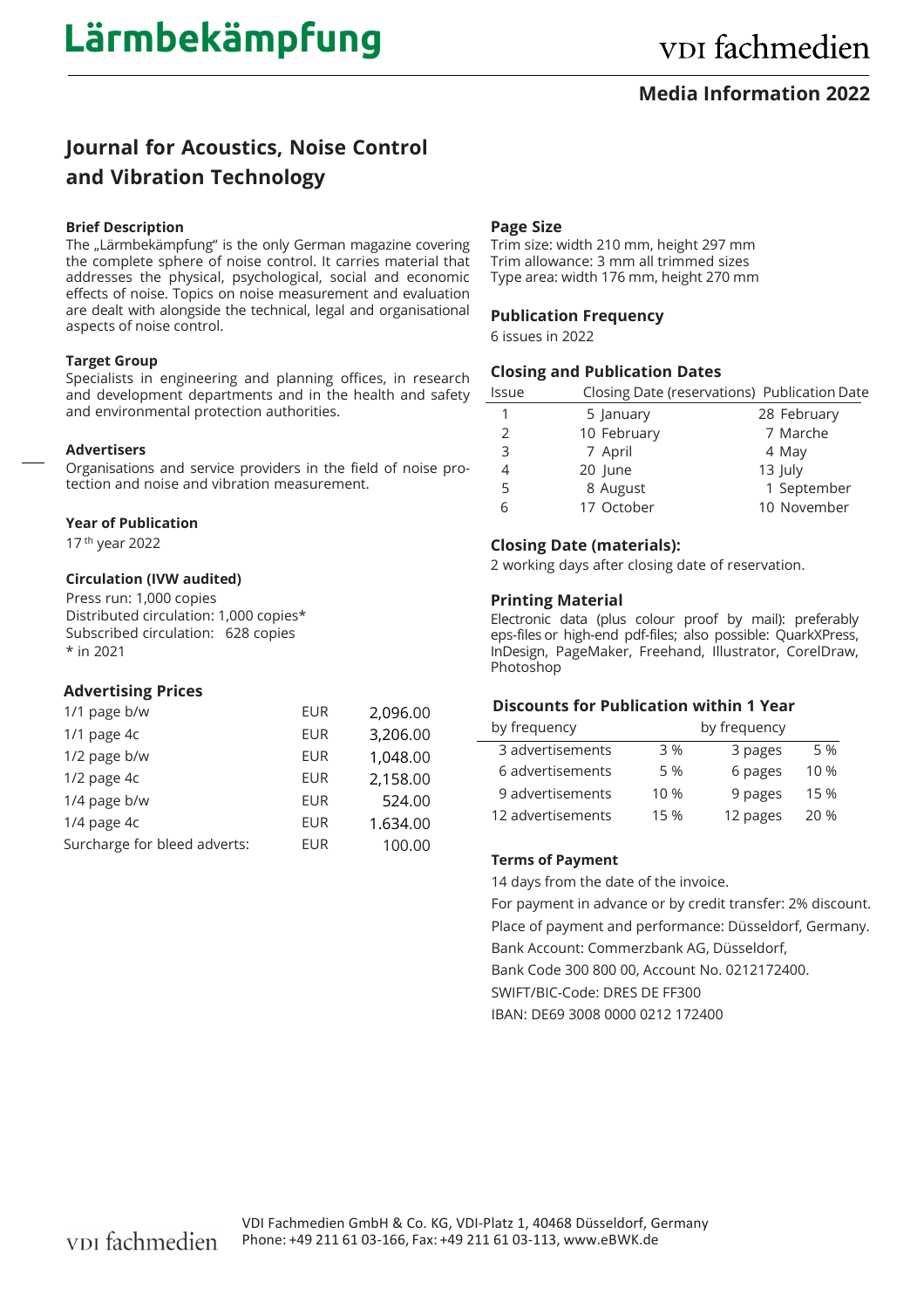# Lärmbekämpfung

vdi fachmedien

**Media Information 2022**

## Journal for Acoustics, Noise Control and Vibration Technology

### Brief Description

The „Lärmbekämpfung" is the only German magazine covering the complete sphere of noise control. It carries material that addresses the physical, psychological, social and economic effects of noise. Topics on noise measurement and evaluation are dealt with alongside the technical, legal and organisational aspects of noise control.

### Target Group

Specialists in engineering and planning offices, in research and development departments and in the health and safety and environmental protection authorities.

### Advertisers

Organisations and service providers in the field of noise protection and noise and vibration measurement.

### Year of Publication

17th year 2022

### Circulation (IVW audited)

Press run: 1,000 copies
Distributed circulation: 1,000 copies*
Subscribed circulation: 628 copies
* in 2021

### Advertising Prices

| | | |
|---|---|---|
| 1/1 page b/w | EUR | 2,096.00 |
| 1/1 page 4c | EUR | 3,206.00 |
| 1/2 page b/w | EUR | 1,048.00 |
| 1/2 page 4c | EUR | 2,158.00 |
| 1/4 page b/w | EUR | 524.00 |
| 1/4 page 4c | EUR | 1.634.00 |
| Surcharge for bleed adverts: | EUR | 100.00 |

### Page Size

Trim size: width 210 mm, height 297 mm
Trim allowance: 3 mm all trimmed sizes
Type area: width 176 mm, height 270 mm

### Publication Frequency

6 issues in 2022

### Closing and Publication Dates

| Issue | Closing Date (reservations) | Publication Date |
|---|---|---|
| 1 | 5 January | 28 February |
| 2 | 10 February | 7 Marche |
| 3 | 7 April | 4 May |
| 4 | 20 June | 13 July |
| 5 | 8 August | 1 September |
| 6 | 17 October | 10 November |

### Closing Date (materials):

2 working days after closing date of reservation.

### Printing Material

Electronic data (plus colour proof by mail): preferably eps-files or high-end pdf-files; also possible: QuarkXPress, InDesign, PageMaker, Freehand, Illustrator, CorelDraw, Photoshop

### Discounts for Publication within 1 Year

| by frequency | | by frequency | |
|---|---|---|---|
| 3 advertisements | 3 % | 3 pages | 5 % |
| 6 advertisements | 5 % | 6 pages | 10 % |
| 9 advertisements | 10 % | 9 pages | 15 % |
| 12 advertisements | 15 % | 12 pages | 20 % |

### Terms of Payment

14 days from the date of the invoice.
For payment in advance or by credit transfer: 2% discount.
Place of payment and performance: Düsseldorf, Germany.
Bank Account: Commerzbank AG, Düsseldorf,
Bank Code 300 800 00, Account No. 0212172400.
SWIFT/BIC-Code: DRES DE FF300
IBAN: DE69 3008 0000 0212 172400

vdi fachmedien

VDI Fachmedien GmbH & Co. KG, VDI-Platz 1, 40468 Düsseldorf, Germany
Phone: +49 211 61 03-166, Fax: +49 211 61 03-113, www.eBWK.de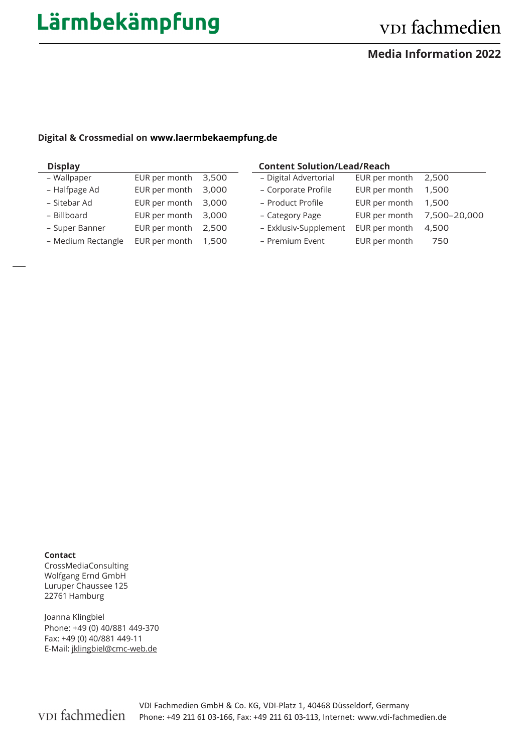**Digital & Crossmedial on www.laermbekaempfung.de**

| Display | | |
|---|---|---|
| – Wallpaper | EUR per month | 3,500 |
| – Halfpage Ad | EUR per month | 3,000 |
| – Sitebar Ad | EUR per month | 3,000 |
| – Billboard | EUR per month | 3,000 |
| – Super Banner | EUR per month | 2,500 |
| – Medium Rectangle | EUR per month | 1,500 |

| Content Solution/Lead/Reach | | |
|---|---|---|
| – Digital Advertorial | EUR per month | 2,500 |
| – Corporate Profile | EUR per month | 1,500 |
| – Product Profile | EUR per month | 1,500 |
| – Category Page | EUR per month | 7,500–20,000 |
| – Exklusiv-Supplement | EUR per month | 4,500 |
| – Premium Event | EUR per month | 750 |

**Contact**
CrossMediaConsulting
Wolfgang Ernd GmbH
Luruper Chaussee 125
22761 Hamburg

Joanna Klingbiel
Phone: +49 (0) 40/881 449-370
Fax: +49 (0) 40/881 449-11
E-Mail: jklingbiel@cmc-web.de

VDI Fachmedien GmbH & Co. KG, VDI-Platz 1, 40468 Düsseldorf, Germany
Phone: +49 211 61 03-166, Fax: +49 211 61 03-113, Internet: www.vdi-fachmedien.de